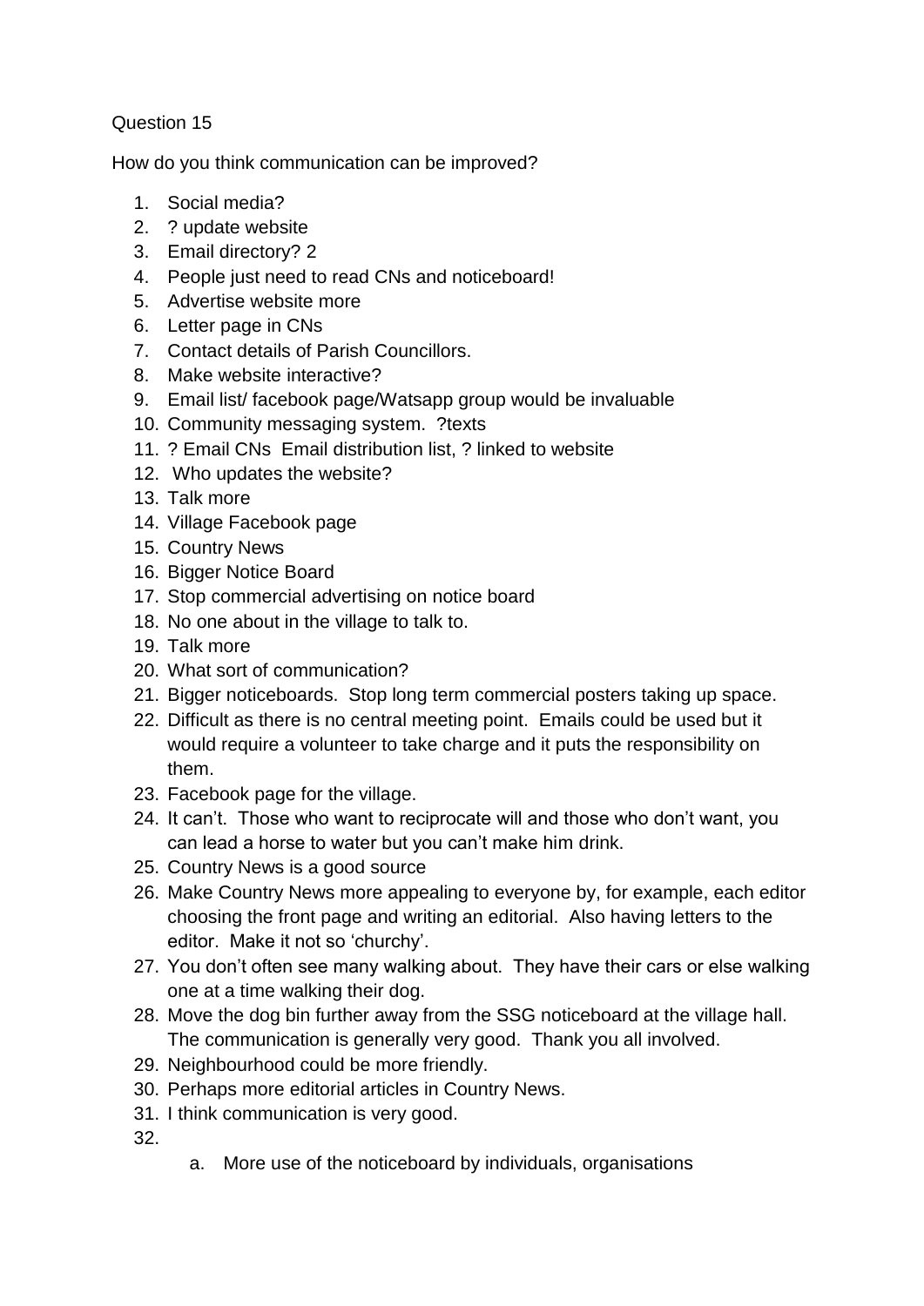Question 15

How do you think communication can be improved?

1. Social media?
2. ? update website
3. Email directory? 2
4. People just need to read CNs and noticeboard!
5. Advertise website more
6. Letter page in CNs
7. Contact details of Parish Councillors.
8. Make website interactive?
9. Email list/ facebook page/Watsapp group would be invaluable
10. Community messaging system. ?texts
11. ? Email CNs Email distribution list, ? linked to website
12. Who updates the website?
13. Talk more
14. Village Facebook page
15. Country News
16. Bigger Notice Board
17. Stop commercial advertising on notice board
18. No one about in the village to talk to.
19. Talk more
20. What sort of communication?
21. Bigger noticeboards. Stop long term commercial posters taking up space.
22. Difficult as there is no central meeting point. Emails could be used but it would require a volunteer to take charge and it puts the responsibility on them.
23. Facebook page for the village.
24. It can't. Those who want to reciprocate will and those who don't want, you can lead a horse to water but you can't make him drink.
25. Country News is a good source
26. Make Country News more appealing to everyone by, for example, each editor choosing the front page and writing an editorial. Also having letters to the editor. Make it not so 'churchy'.
27. You don't often see many walking about. They have their cars or else walking one at a time walking their dog.
28. Move the dog bin further away from the SSG noticeboard at the village hall. The communication is generally very good. Thank you all involved.
29. Neighbourhood could be more friendly.
30. Perhaps more editorial articles in Country News.
31. I think communication is very good.
32.
    a. More use of the noticeboard by individuals, organisations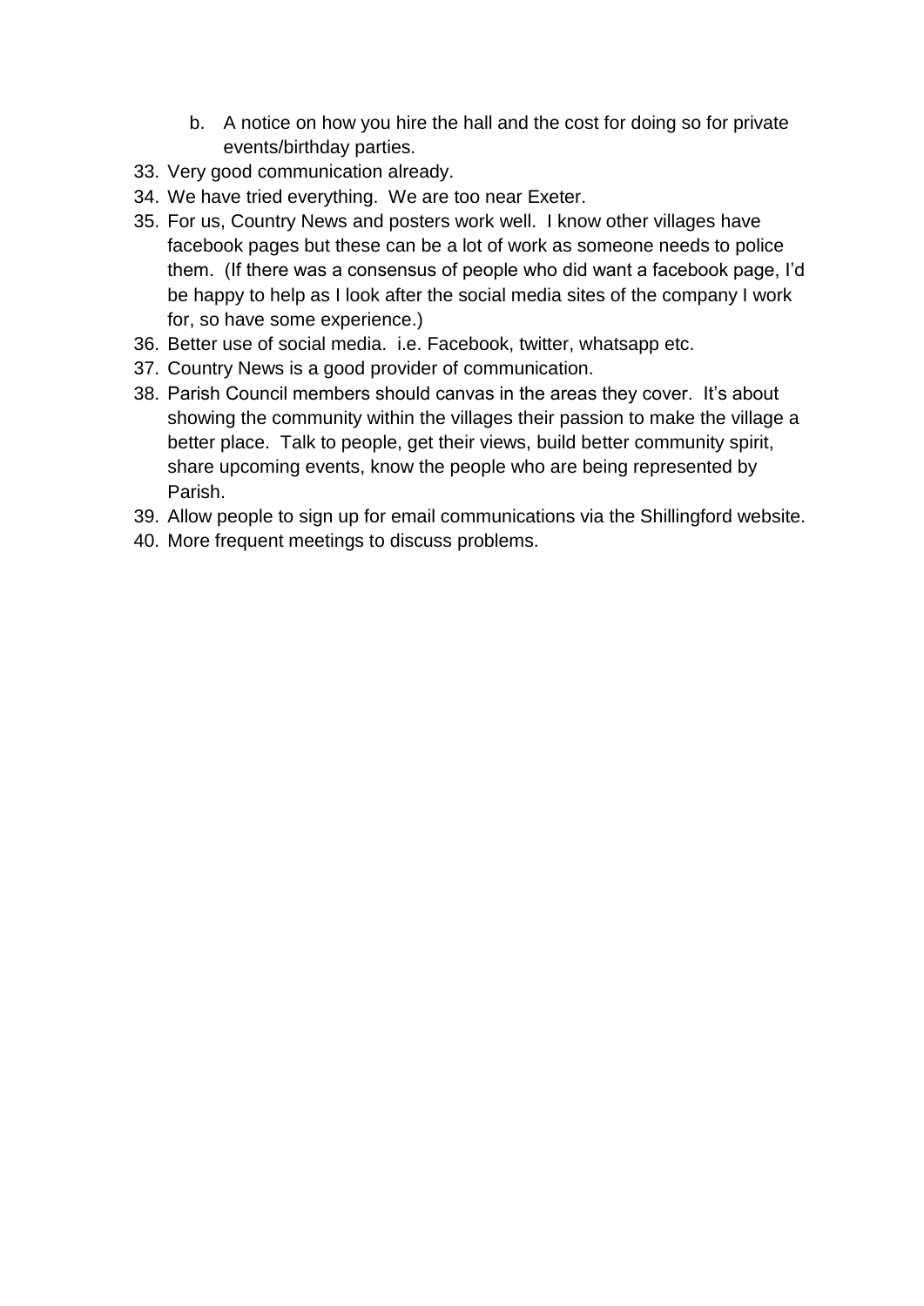b. A notice on how you hire the hall and the cost for doing so for private events/birthday parties.

33. Very good communication already.
34. We have tried everything. We are too near Exeter.
35. For us, Country News and posters work well. I know other villages have facebook pages but these can be a lot of work as someone needs to police them. (If there was a consensus of people who did want a facebook page, I'd be happy to help as I look after the social media sites of the company I work for, so have some experience.)
36. Better use of social media. i.e. Facebook, twitter, whatsapp etc.
37. Country News is a good provider of communication.
38. Parish Council members should canvas in the areas they cover. It's about showing the community within the villages their passion to make the village a better place. Talk to people, get their views, build better community spirit, share upcoming events, know the people who are being represented by Parish.
39. Allow people to sign up for email communications via the Shillingford website.
40. More frequent meetings to discuss problems.